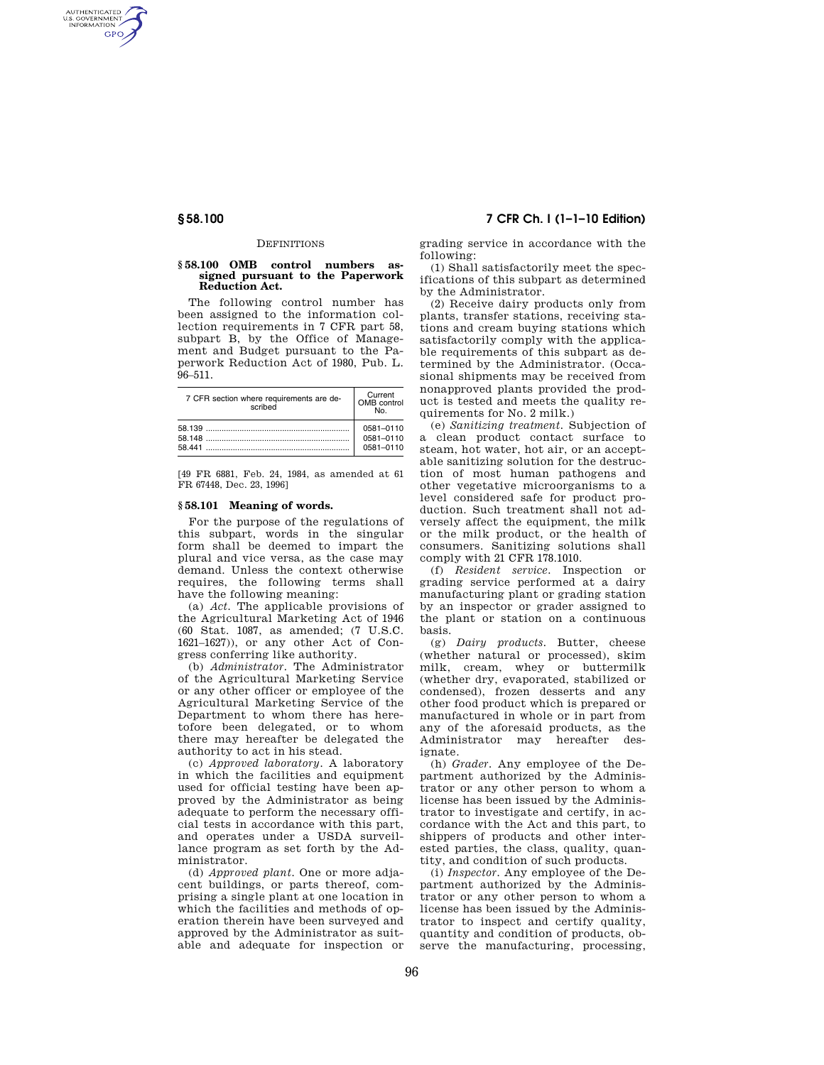DEFINITIONS

### § 58.100 OMB control numbers assigned pursuant to the Paperwork Reduction Act.

The following control number has been assigned to the information collection requirements in 7 CFR part 58, subpart B, by the Office of Management and Budget pursuant to the Paperwork Reduction Act of 1980, Pub. L. 96–511.

| 7 CFR section where requirements are described | Current OMB control No. |
|---|---|
| 58.139 | 0581–0110 |
| 58.148 | 0581–0110 |
| 58.441 | 0581–0110 |

[49 FR 6881, Feb. 24, 1984, as amended at 61 FR 67448, Dec. 23, 1996]

### § 58.101 Meaning of words.

For the purpose of the regulations of this subpart, words in the singular form shall be deemed to impart the plural and vice versa, as the case may demand. Unless the context otherwise requires, the following terms shall have the following meaning:

(a) *Act.* The applicable provisions of the Agricultural Marketing Act of 1946 (60 Stat. 1087, as amended; (7 U.S.C. 1621–1627)), or any other Act of Congress conferring like authority.

(b) *Administrator.* The Administrator of the Agricultural Marketing Service or any other officer or employee of the Agricultural Marketing Service of the Department to whom there has heretofore been delegated, or to whom there may hereafter be delegated the authority to act in his stead.

(c) *Approved laboratory.* A laboratory in which the facilities and equipment used for official testing have been approved by the Administrator as being adequate to perform the necessary official tests in accordance with this part, and operates under a USDA surveillance program as set forth by the Administrator.

(d) *Approved plant.* One or more adjacent buildings, or parts thereof, comprising a single plant at one location in which the facilities and methods of operation therein have been surveyed and approved by the Administrator as suitable and adequate for inspection or grading service in accordance with the following:

(1) Shall satisfactorily meet the specifications of this subpart as determined by the Administrator.

(2) Receive dairy products only from plants, transfer stations, receiving stations and cream buying stations which satisfactorily comply with the applicable requirements of this subpart as determined by the Administrator. (Occasional shipments may be received from nonapproved plants provided the product is tested and meets the quality requirements for No. 2 milk.)

(e) *Sanitizing treatment.* Subjection of a clean product contact surface to steam, hot water, hot air, or an acceptable sanitizing solution for the destruction of most human pathogens and other vegetative microorganisms to a level considered safe for product production. Such treatment shall not adversely affect the equipment, the milk or the milk product, or the health of consumers. Sanitizing solutions shall comply with 21 CFR 178.1010.

(f) *Resident service.* Inspection or grading service performed at a dairy manufacturing plant or grading station by an inspector or grader assigned to the plant or station on a continuous basis.

(g) *Dairy products.* Butter, cheese (whether natural or processed), skim milk, cream, whey or buttermilk (whether dry, evaporated, stabilized or condensed), frozen desserts and any other food product which is prepared or manufactured in whole or in part from any of the aforesaid products, as the Administrator may hereafter designate.

(h) *Grader.* Any employee of the Department authorized by the Administrator or any other person to whom a license has been issued by the Administrator to investigate and certify, in accordance with the Act and this part, to shippers of products and other interested parties, the class, quality, quantity, and condition of such products.

(i) *Inspector.* Any employee of the Department authorized by the Administrator or any other person to whom a license has been issued by the Administrator to inspect and certify quality, quantity and condition of products, observe the manufacturing, processing,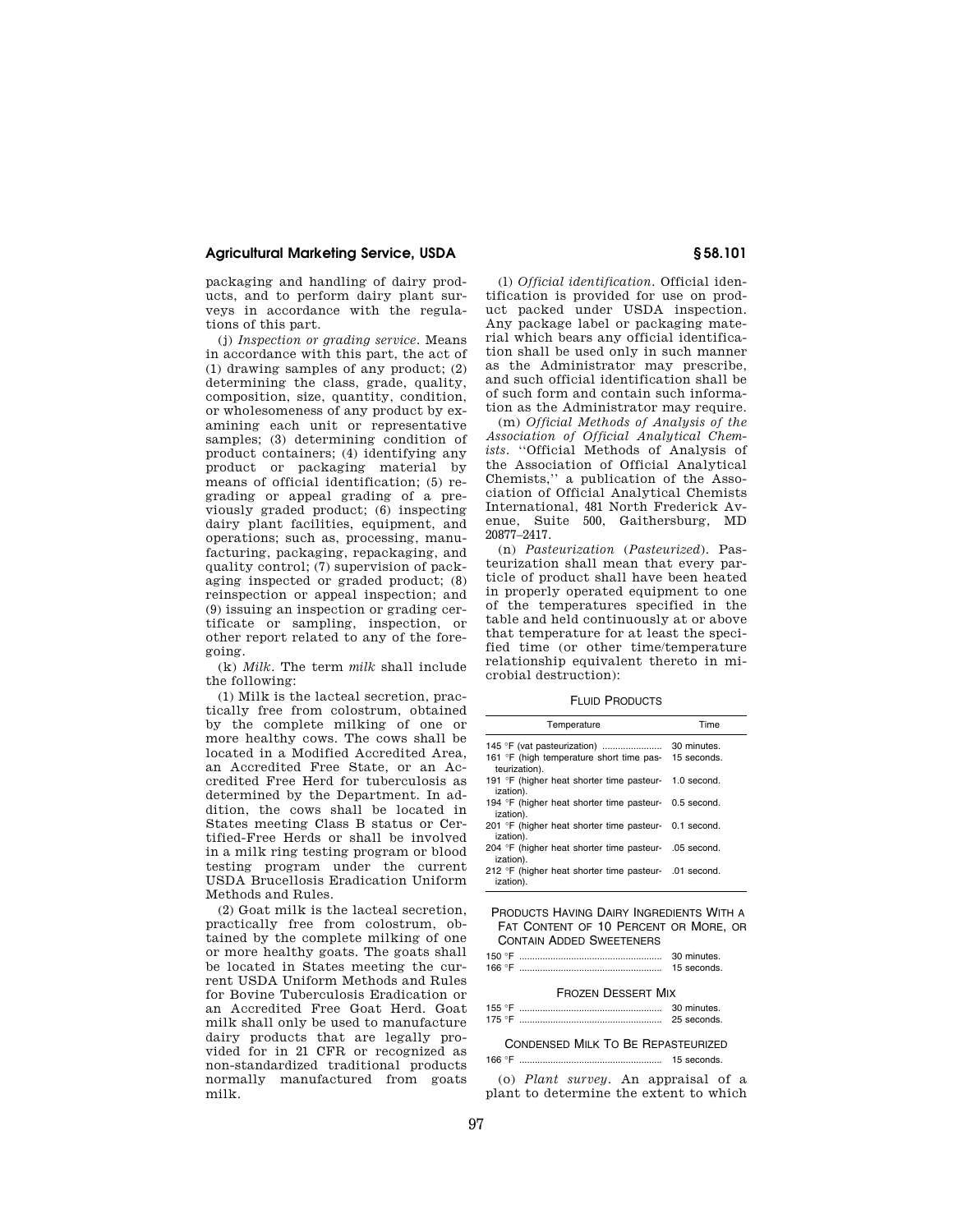packaging and handling of dairy products, and to perform dairy plant surveys in accordance with the regulations of this part.

(j) *Inspection or grading service.* Means in accordance with this part, the act of (1) drawing samples of any product; (2) determining the class, grade, quality, composition, size, quantity, condition, or wholesomeness of any product by examining each unit or representative samples; (3) determining condition of product containers; (4) identifying any product or packaging material by means of official identification; (5) regrading or appeal grading of a previously graded product; (6) inspecting dairy plant facilities, equipment, and operations; such as, processing, manufacturing, packaging, repackaging, and quality control; (7) supervision of packaging inspected or graded product; (8) reinspection or appeal inspection; and (9) issuing an inspection or grading certificate or sampling, inspection, or other report related to any of the foregoing.

(k) *Milk.* The term *milk* shall include the following:

(1) Milk is the lacteal secretion, practically free from colostrum, obtained by the complete milking of one or more healthy cows. The cows shall be located in a Modified Accredited Area, an Accredited Free State, or an Accredited Free Herd for tuberculosis as determined by the Department. In addition, the cows shall be located in States meeting Class B status or Certified-Free Herds or shall be involved in a milk ring testing program or blood testing program under the current USDA Brucellosis Eradication Uniform Methods and Rules.

(2) Goat milk is the lacteal secretion, practically free from colostrum, obtained by the complete milking of one or more healthy goats. The goats shall be located in States meeting the current USDA Uniform Methods and Rules for Bovine Tuberculosis Eradication or an Accredited Free Goat Herd. Goat milk shall only be used to manufacture dairy products that are legally provided for in 21 CFR or recognized as non-standardized traditional products normally manufactured from goats milk.

(l) *Official identification.* Official identification is provided for use on product packed under USDA inspection. Any package label or packaging material which bears any official identification shall be used only in such manner as the Administrator may prescribe, and such official identification shall be of such form and contain such information as the Administrator may require.

(m) *Official Methods of Analysis of the Association of Official Analytical Chemists.* ''Official Methods of Analysis of the Association of Official Analytical Chemists,'' a publication of the Association of Official Analytical Chemists International, 481 North Frederick Avenue, Suite 500, Gaithersburg, MD 20877–2417.

(n) *Pasteurization (Pasteurized).* Pasteurization shall mean that every particle of product shall have been heated in properly operated equipment to one of the temperatures specified in the table and held continuously at or above that temperature for at least the specified time (or other time/temperature relationship equivalent thereto in microbial destruction):

FLUID PRODUCTS

| Temperature | Time |
|---|---|
| 145 °F (vat pasteurization) | 30 minutes. |
| 161 °F (high temperature short time pasteurization). | 15 seconds. |
| 191 °F (higher heat shorter time pasteurization). | 1.0 second. |
| 194 °F (higher heat shorter time pasteurization). | 0.5 second. |
| 201 °F (higher heat shorter time pasteurization). | 0.1 second. |
| 204 °F (higher heat shorter time pasteurization). | .05 second. |
| 212 °F (higher heat shorter time pasteurization). | .01 second. |

PRODUCTS HAVING DAIRY INGREDIENTS WITH A FAT CONTENT OF 10 PERCENT OR MORE, OR CONTAIN ADDED SWEETENERS

| Temperature | Time |
|---|---|
| 150 °F | 30 minutes. |
| 166 °F | 15 seconds. |

FROZEN DESSERT MIX

| Temperature | Time |
|---|---|
| 155 °F | 30 minutes. |
| 175 °F | 25 seconds. |

CONDENSED MILK TO BE REPASTEURIZED

| Temperature | Time |
|---|---|
| 166 °F | 15 seconds. |

(o) *Plant survey.* An appraisal of a plant to determine the extent to which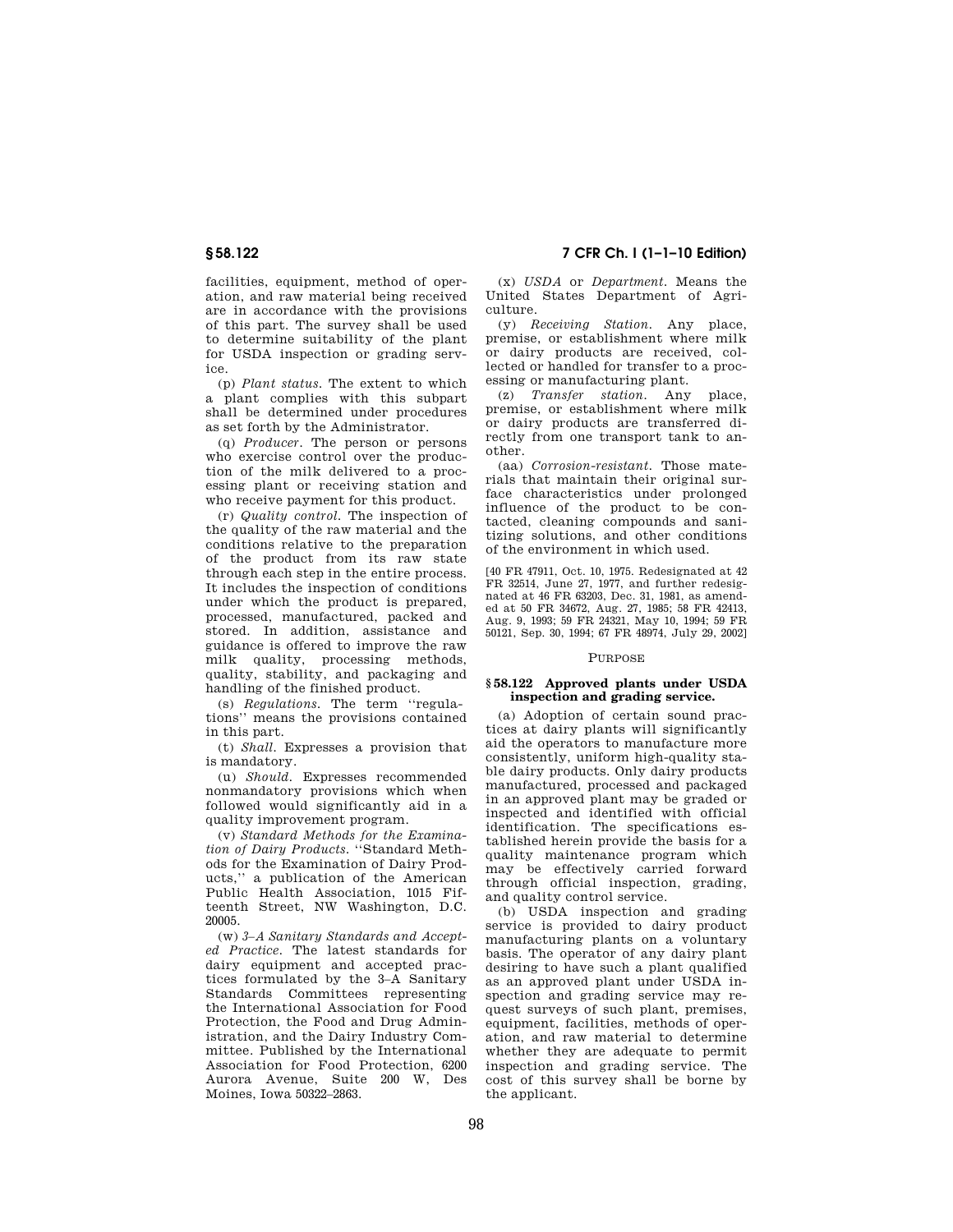facilities, equipment, method of operation, and raw material being received are in accordance with the provisions of this part. The survey shall be used to determine suitability of the plant for USDA inspection or grading service.

(p) *Plant status.* The extent to which a plant complies with this subpart shall be determined under procedures as set forth by the Administrator.

(q) *Producer.* The person or persons who exercise control over the production of the milk delivered to a processing plant or receiving station and who receive payment for this product.

(r) *Quality control.* The inspection of the quality of the raw material and the conditions relative to the preparation of the product from its raw state through each step in the entire process. It includes the inspection of conditions under which the product is prepared, processed, manufactured, packed and stored. In addition, assistance and guidance is offered to improve the raw milk quality, processing methods, quality, stability, and packaging and handling of the finished product.

(s) *Regulations.* The term ''regulations'' means the provisions contained in this part.

(t) *Shall.* Expresses a provision that is mandatory.

(u) *Should.* Expresses recommended nonmandatory provisions which when followed would significantly aid in a quality improvement program.

(v) *Standard Methods for the Examination of Dairy Products.* ''Standard Methods for the Examination of Dairy Products,'' a publication of the American Public Health Association, 1015 Fifteenth Street, NW Washington, D.C. 20005.

(w) *3–A Sanitary Standards and Accepted Practice.* The latest standards for dairy equipment and accepted practices formulated by the 3–A Sanitary Standards Committees representing the International Association for Food Protection, the Food and Drug Administration, and the Dairy Industry Committee. Published by the International Association for Food Protection, 6200 Aurora Avenue, Suite 200 W, Des Moines, Iowa 50322–2863.

(x) *USDA* or *Department.* Means the United States Department of Agriculture.

(y) *Receiving Station.* Any place, premise, or establishment where milk or dairy products are received, collected or handled for transfer to a processing or manufacturing plant.

(z) *Transfer station.* Any place, premise, or establishment where milk or dairy products are transferred directly from one transport tank to another.

(aa) *Corrosion-resistant.* Those materials that maintain their original surface characteristics under prolonged influence of the product to be contacted, cleaning compounds and sanitizing solutions, and other conditions of the environment in which used.

[40 FR 47911, Oct. 10, 1975. Redesignated at 42 FR 32514, June 27, 1977, and further redesignated at 46 FR 63203, Dec. 31, 1981, as amended at 50 FR 34672, Aug. 27, 1985; 58 FR 42413, Aug. 9, 1993; 59 FR 24321, May 10, 1994; 59 FR 50121, Sep. 30, 1994; 67 FR 48974, July 29, 2002]

PURPOSE

### § 58.122 Approved plants under USDA inspection and grading service.

(a) Adoption of certain sound practices at dairy plants will significantly aid the operators to manufacture more consistently, uniform high-quality stable dairy products. Only dairy products manufactured, processed and packaged in an approved plant may be graded or inspected and identified with official identification. The specifications established herein provide the basis for a quality maintenance program which may be effectively carried forward through official inspection, grading, and quality control service.

(b) USDA inspection and grading service is provided to dairy product manufacturing plants on a voluntary basis. The operator of any dairy plant desiring to have such a plant qualified as an approved plant under USDA inspection and grading service may request surveys of such plant, premises, equipment, facilities, methods of operation, and raw material to determine whether they are adequate to permit inspection and grading service. The cost of this survey shall be borne by the applicant.